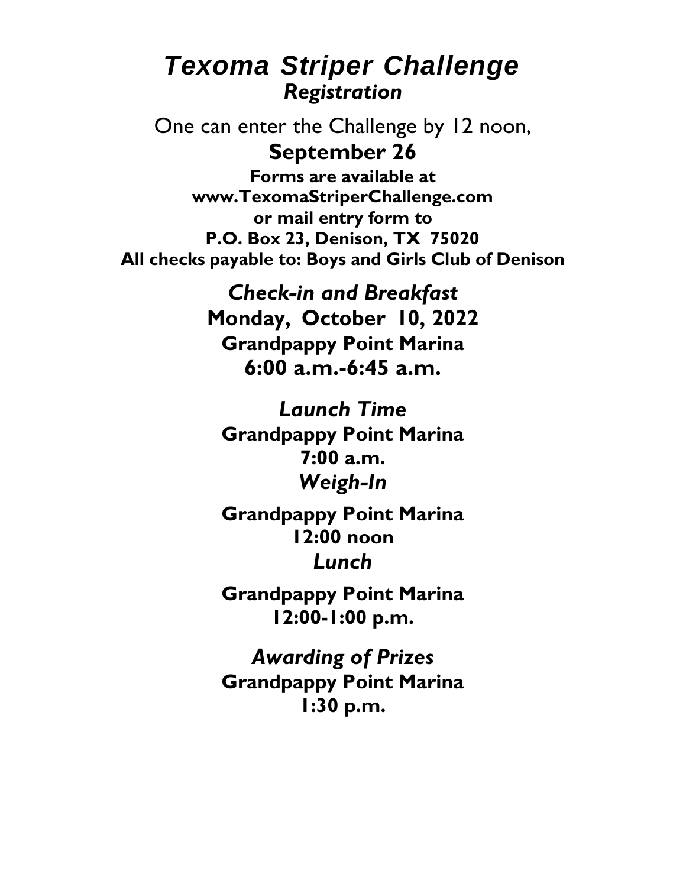# *Texoma Striper Challenge*

## *Registration*

One can enter the Challenge by 12 noon,

**September 26**

**Forms are available at**
**www.TexomaStriperChallenge.com**
**or mail entry form to**
**P.O. Box 23, Denison, TX 75020**
**All checks payable to: Boys and Girls Club of Denison**

### *Check-in and Breakfast*

**Monday, October 10, 2022**
**Grandpappy Point Marina**
**6:00 a.m.-6:45 a.m.**

### *Launch Time*

**Grandpappy Point Marina**
**7:00 a.m.**

### *Weigh-In*

**Grandpappy Point Marina**
**12:00 noon**

### *Lunch*

**Grandpappy Point Marina**
**12:00-1:00 p.m.**

### *Awarding of Prizes*

**Grandpappy Point Marina**
**1:30 p.m.**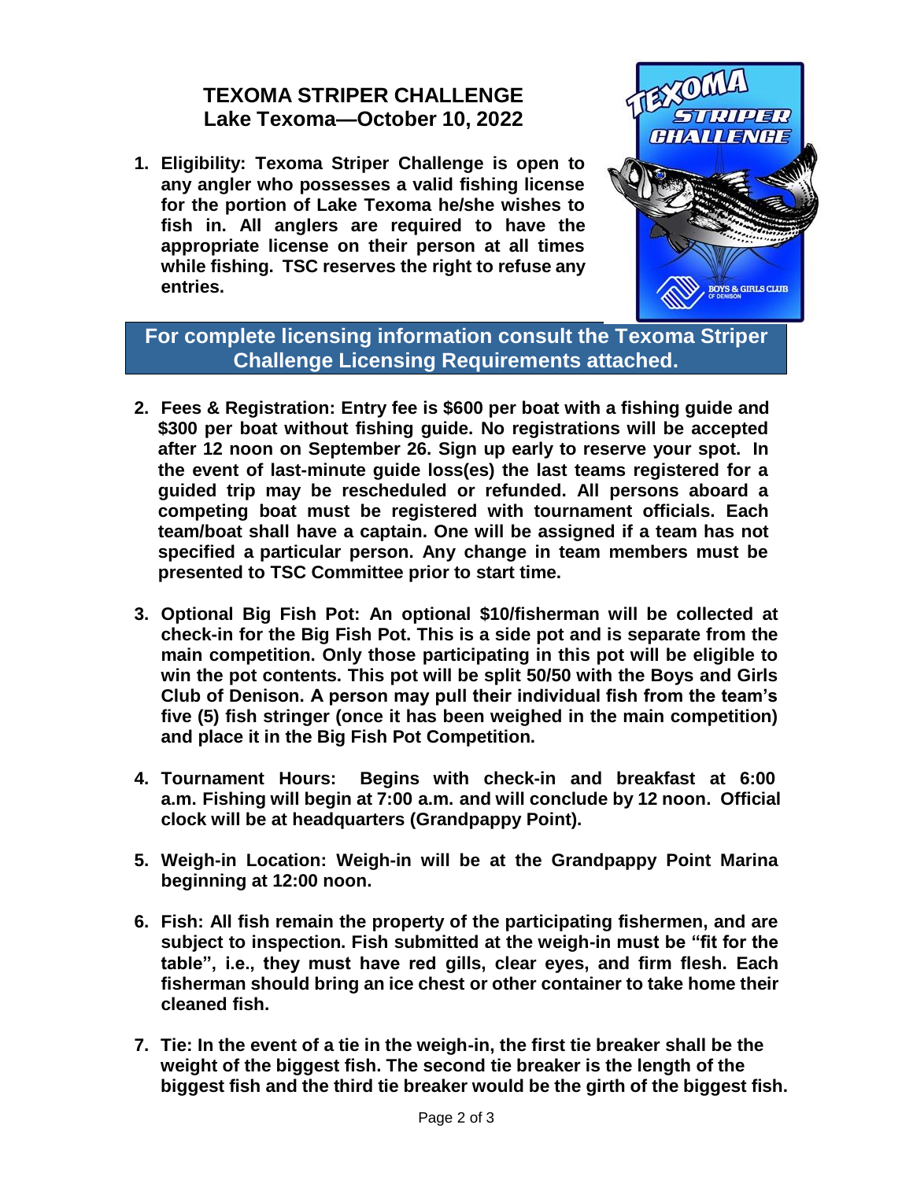# TEXOMA STRIPER CHALLENGE
## Lake Texoma—October 10, 2022

1. **Eligibility: Texoma Striper Challenge is open to any angler who possesses a valid fishing license for the portion of Lake Texoma he/she wishes to fish in. All anglers are required to have the appropriate license on their person at all times while fishing. TSC reserves the right to refuse any entries.**

**For complete licensing information consult the Texoma Striper Challenge Licensing Requirements attached.**

2. **Fees & Registration: Entry fee is $600 per boat with a fishing guide and $300 per boat without fishing guide. No registrations will be accepted after 12 noon on September 26. Sign up early to reserve your spot. In the event of last-minute guide loss(es) the last teams registered for a guided trip may be rescheduled or refunded. All persons aboard a competing boat must be registered with tournament officials. Each team/boat shall have a captain. One will be assigned if a team has not specified a particular person. Any change in team members must be presented to TSC Committee prior to start time.**

3. **Optional Big Fish Pot: An optional $10/fisherman will be collected at check-in for the Big Fish Pot. This is a side pot and is separate from the main competition. Only those participating in this pot will be eligible to win the pot contents. This pot will be split 50/50 with the Boys and Girls Club of Denison. A person may pull their individual fish from the team's five (5) fish stringer (once it has been weighed in the main competition) and place it in the Big Fish Pot Competition.**

4. **Tournament Hours: Begins with check-in and breakfast at 6:00 a.m. Fishing will begin at 7:00 a.m. and will conclude by 12 noon. Official clock will be at headquarters (Grandpappy Point).**

5. **Weigh-in Location: Weigh-in will be at the Grandpappy Point Marina beginning at 12:00 noon.**

6. **Fish: All fish remain the property of the participating fishermen, and are subject to inspection. Fish submitted at the weigh-in must be "fit for the table", i.e., they must have red gills, clear eyes, and firm flesh. Each fisherman should bring an ice chest or other container to take home their cleaned fish.**

7. **Tie: In the event of a tie in the weigh-in, the first tie breaker shall be the weight of the biggest fish. The second tie breaker is the length of the biggest fish and the third tie breaker would be the girth of the biggest fish.**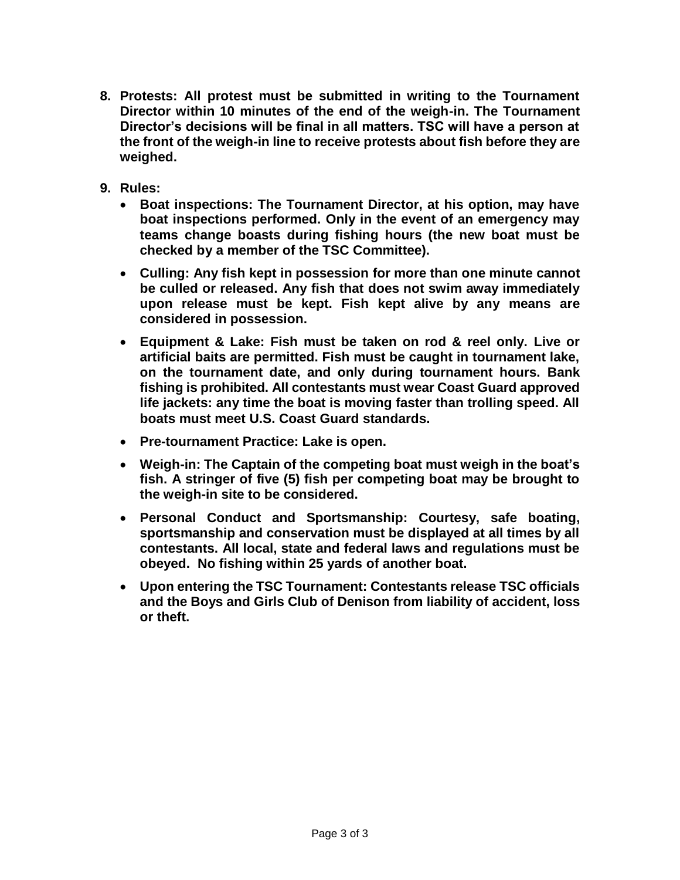8. **Protests: All protest must be submitted in writing to the Tournament Director within 10 minutes of the end of the weigh-in. The Tournament Director's decisions will be final in all matters. TSC will have a person at the front of the weigh-in line to receive protests about fish before they are weighed.**

9. **Rules:**
   - **Boat inspections: The Tournament Director, at his option, may have boat inspections performed. Only in the event of an emergency may teams change boasts during fishing hours (the new boat must be checked by a member of the TSC Committee).**
   - **Culling: Any fish kept in possession for more than one minute cannot be culled or released. Any fish that does not swim away immediately upon release must be kept. Fish kept alive by any means are considered in possession.**
   - **Equipment & Lake: Fish must be taken on rod & reel only. Live or artificial baits are permitted. Fish must be caught in tournament lake, on the tournament date, and only during tournament hours. Bank fishing is prohibited. All contestants must wear Coast Guard approved life jackets: any time the boat is moving faster than trolling speed. All boats must meet U.S. Coast Guard standards.**
   - **Pre-tournament Practice: Lake is open.**
   - **Weigh-in: The Captain of the competing boat must weigh in the boat's fish. A stringer of five (5) fish per competing boat may be brought to the weigh-in site to be considered.**
   - **Personal Conduct and Sportsmanship: Courtesy, safe boating, sportsmanship and conservation must be displayed at all times by all contestants. All local, state and federal laws and regulations must be obeyed. No fishing within 25 yards of another boat.**
   - **Upon entering the TSC Tournament: Contestants release TSC officials and the Boys and Girls Club of Denison from liability of accident, loss or theft.**